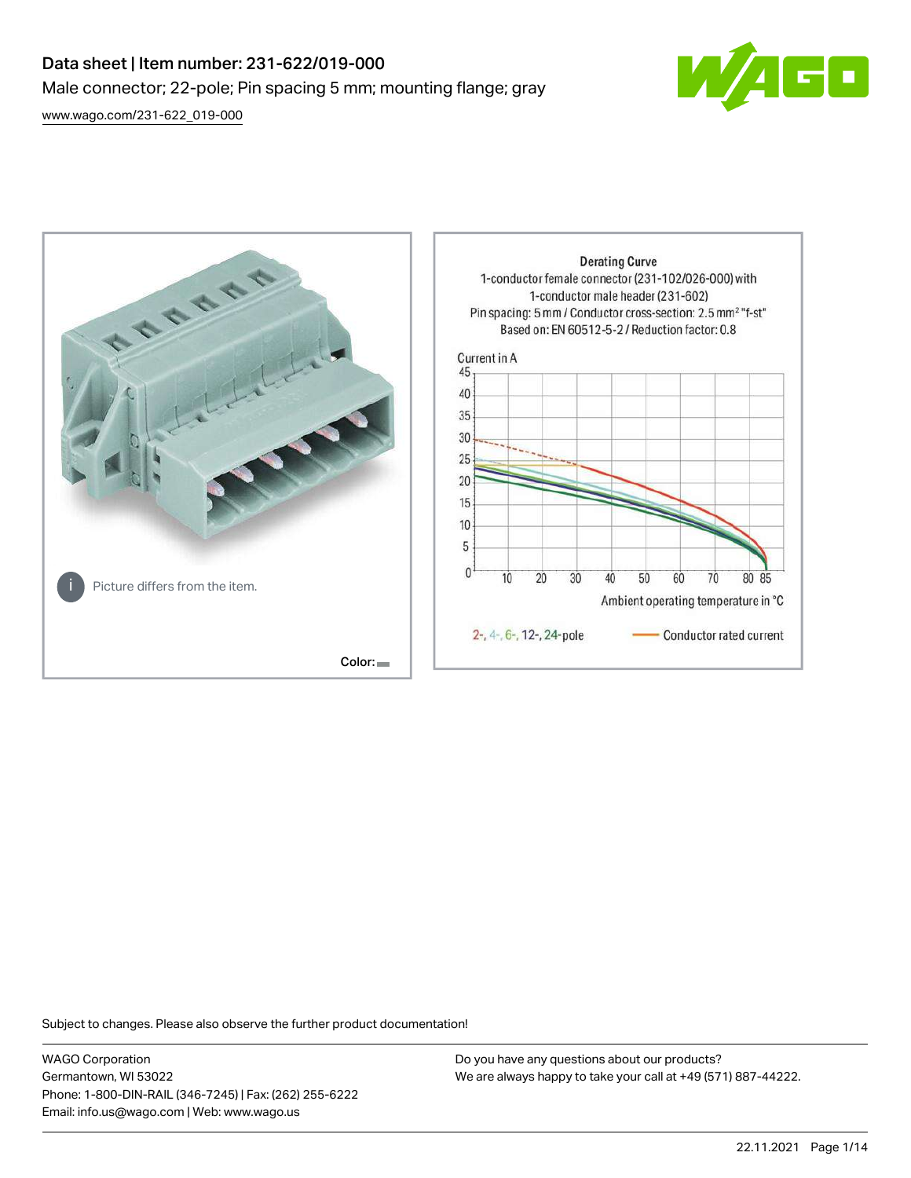# Data sheet | Item number: 231-622/019-000

Male connector; 22-pole; Pin spacing 5 mm; mounting flange; gray

www.wago.com/231-622_019-000

Picture differs from the item.

Color:

Derating Curve
1-conductor female connector (231-102/026-000) with 1-conductor male header (231-602)
Pin spacing: 5 mm / Conductor cross-section: 2.5 mm² "f-st"
Based on: EN 60512-5-2 / Reduction factor: 0.8

Current in A

Ambient operating temperature in °C

2-, 4-, 6-, 12-, 24-pole — Conductor rated current

Subject to changes. Please also observe the further product documentation!

WAGO Corporation
Germantown, WI 53022
Phone: 1-800-DIN-RAIL (346-7245) | Fax: (262) 255-6222
Email: info.us@wago.com | Web: www.wago.us

Do you have any questions about our products?
We are always happy to take your call at +49 (571) 887-44222.

22.11.2021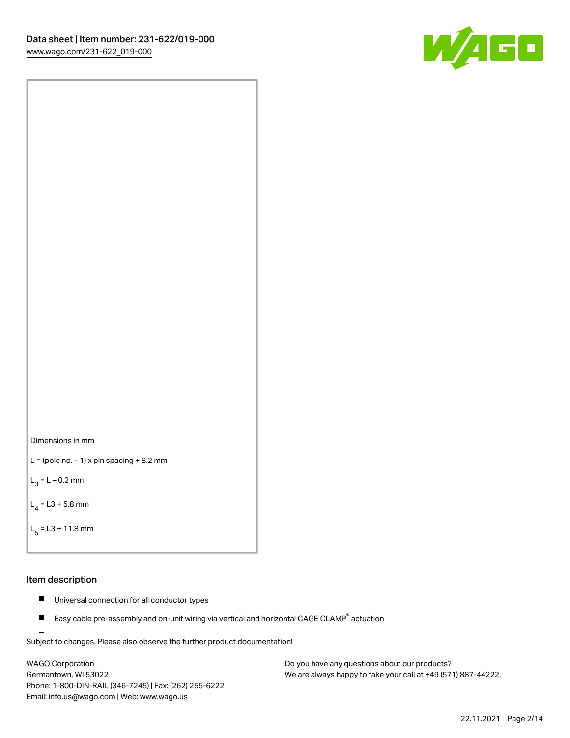Dimensions in mm

L = (pole no. – 1) x pin spacing + 8.2 mm

$L_3$ = L – 0.2 mm

$L_4$ = L3 + 5.8 mm

$L_5$ = L3 + 11.8 mm

## Item description

- Universal connection for all conductor types
- Easy cable pre-assembly and on-unit wiring via vertical and horizontal CAGE CLAMP® actuation

Subject to changes. Please also observe the further product documentation!

WAGO Corporation
Germantown, WI 53022
Phone: 1-800-DIN-RAIL (346-7245) | Fax: (262) 255-6222
Email: info.us@wago.com | Web: www.wago.us

Do you have any questions about our products?
We are always happy to take your call at +49 (571) 887-44222.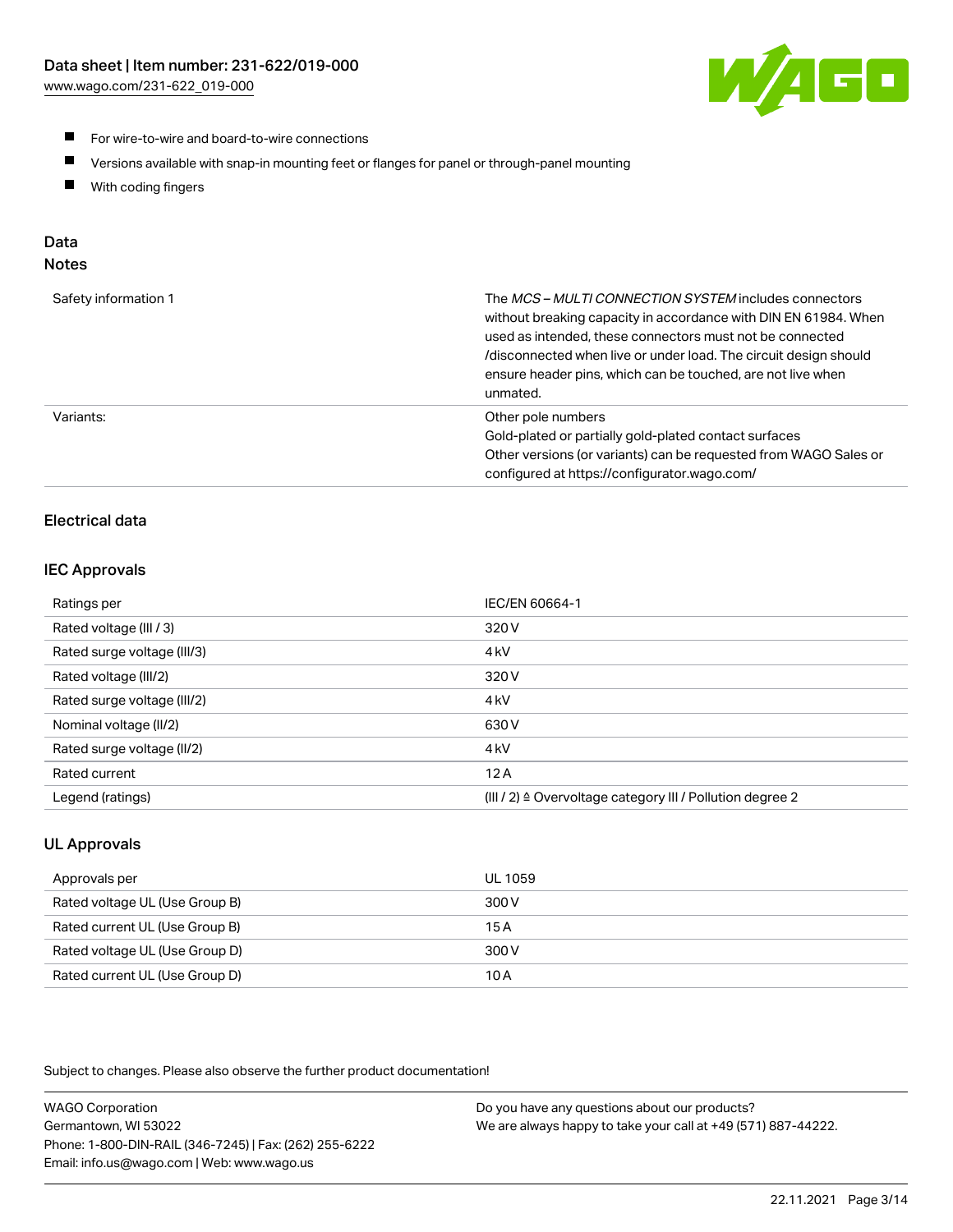- For wire-to-wire and board-to-wire connections
- Versions available with snap-in mounting feet or flanges for panel or through-panel mounting
- With coding fingers

## Data

### Notes

| | |
|---|---|
| Safety information 1 | The *MCS – MULTI CONNECTION SYSTEM* includes connectors without breaking capacity in accordance with DIN EN 61984. When used as intended, these connectors must not be connected /disconnected when live or under load. The circuit design should ensure header pins, which can be touched, are not live when unmated. |
| Variants: | Other pole numbers<br>Gold-plated or partially gold-plated contact surfaces<br>Other versions (or variants) can be requested from WAGO Sales or configured at https://configurator.wago.com/ |

### Electrical data

### IEC Approvals

| | |
|---|---|
| Ratings per | IEC/EN 60664-1 |
| Rated voltage (III / 3) | 320 V |
| Rated surge voltage (III/3) | 4 kV |
| Rated voltage (III/2) | 320 V |
| Rated surge voltage (III/2) | 4 kV |
| Nominal voltage (II/2) | 630 V |
| Rated surge voltage (II/2) | 4 kV |
| Rated current | 12 A |
| Legend (ratings) | (III / 2) ≙ Overvoltage category III / Pollution degree 2 |

### UL Approvals

| | |
|---|---|
| Approvals per | UL 1059 |
| Rated voltage UL (Use Group B) | 300 V |
| Rated current UL (Use Group B) | 15 A |
| Rated voltage UL (Use Group D) | 300 V |
| Rated current UL (Use Group D) | 10 A |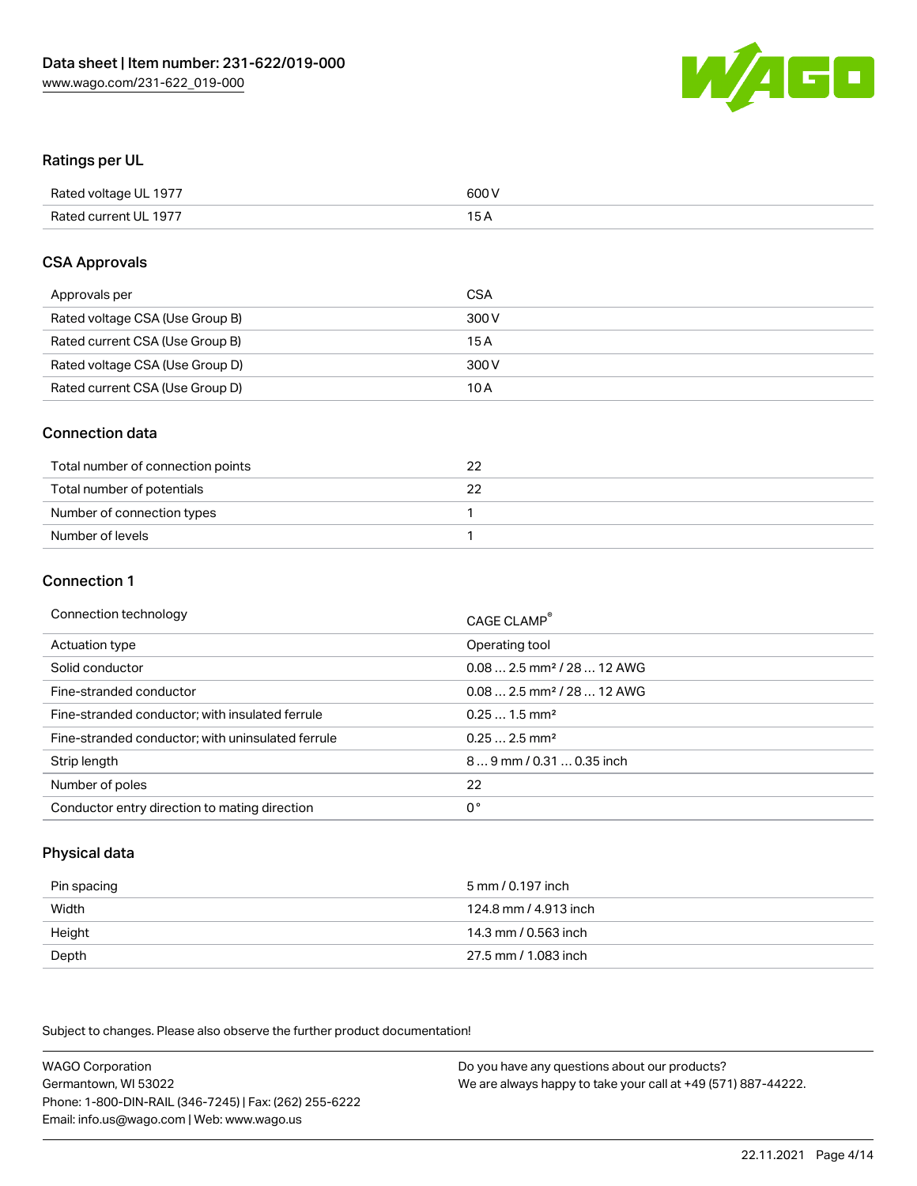## Ratings per UL

| | |
|---|---|
| Rated voltage UL 1977 | 600 V |
| Rated current UL 1977 | 15 A |

## CSA Approvals

| | |
|---|---|
| Approvals per | CSA |
| Rated voltage CSA (Use Group B) | 300 V |
| Rated current CSA (Use Group B) | 15 A |
| Rated voltage CSA (Use Group D) | 300 V |
| Rated current CSA (Use Group D) | 10 A |

## Connection data

| | |
|---|---|
| Total number of connection points | 22 |
| Total number of potentials | 22 |
| Number of connection types | 1 |
| Number of levels | 1 |

## Connection 1

| | |
|---|---|
| Connection technology | CAGE CLAMP® |
| Actuation type | Operating tool |
| Solid conductor | 0.08 … 2.5 mm² / 28 … 12 AWG |
| Fine-stranded conductor | 0.08 … 2.5 mm² / 28 … 12 AWG |
| Fine-stranded conductor; with insulated ferrule | 0.25 … 1.5 mm² |
| Fine-stranded conductor; with uninsulated ferrule | 0.25 … 2.5 mm² |
| Strip length | 8 … 9 mm / 0.31 … 0.35 inch |
| Number of poles | 22 |
| Conductor entry direction to mating direction | 0 ° |

## Physical data

| | |
|---|---|
| Pin spacing | 5 mm / 0.197 inch |
| Width | 124.8 mm / 4.913 inch |
| Height | 14.3 mm / 0.563 inch |
| Depth | 27.5 mm / 1.083 inch |

Subject to changes. Please also observe the further product documentation!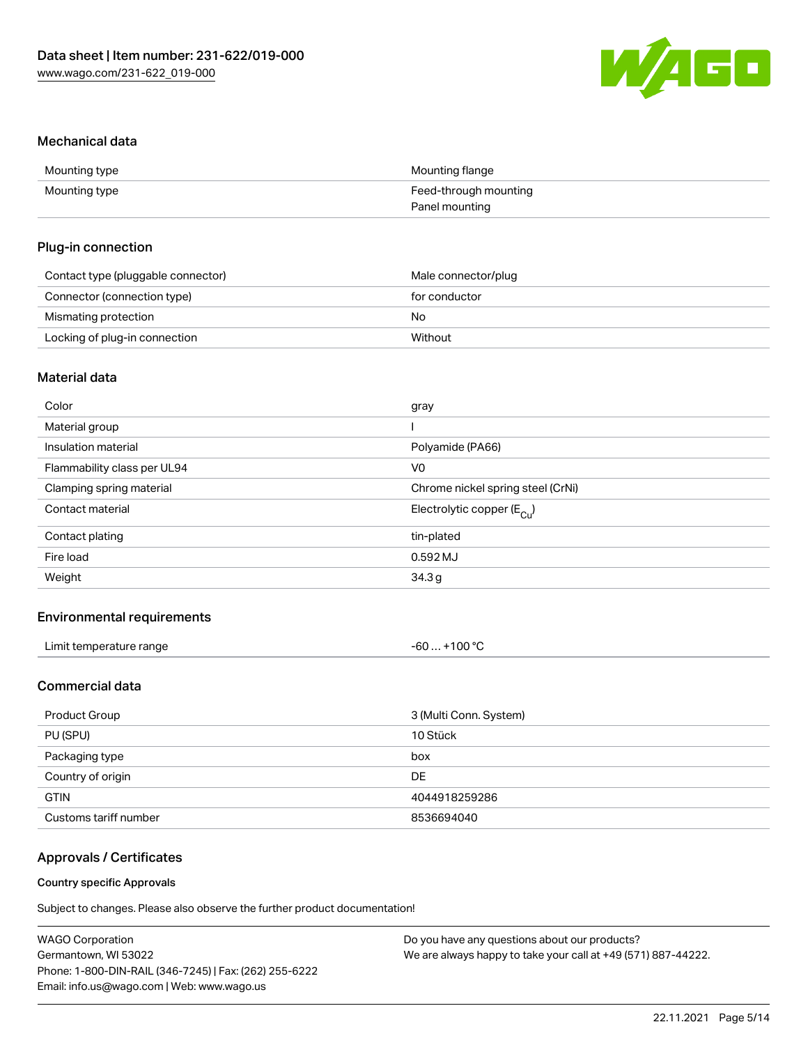## Mechanical data

| | |
|---|---|
| Mounting type | Mounting flange |
| Mounting type | Feed-through mounting<br>Panel mounting |

## Plug-in connection

| | |
|---|---|
| Contact type (pluggable connector) | Male connector/plug |
| Connector (connection type) | for conductor |
| Mismating protection | No |
| Locking of plug-in connection | Without |

## Material data

| | |
|---|---|
| Color | gray |
| Material group | I |
| Insulation material | Polyamide (PA66) |
| Flammability class per UL94 | V0 |
| Clamping spring material | Chrome nickel spring steel (CrNi) |
| Contact material | Electrolytic copper ($E_{Cu}$) |
| Contact plating | tin-plated |
| Fire load | 0.592 MJ |
| Weight | 34.3 g |

## Environmental requirements

| | |
|---|---|
| Limit temperature range | -60 … +100 °C |

## Commercial data

| | |
|---|---|
| Product Group | 3 (Multi Conn. System) |
| PU (SPU) | 10 Stück |
| Packaging type | box |
| Country of origin | DE |
| GTIN | 4044918259286 |
| Customs tariff number | 8536694040 |

## Approvals / Certificates

#### Country specific Approvals

Subject to changes. Please also observe the further product documentation!

WAGO Corporation
Germantown, WI 53022
Phone: 1-800-DIN-RAIL (346-7245) | Fax: (262) 255-6222
Email: info.us@wago.com | Web: www.wago.us

Do you have any questions about our products?
We are always happy to take your call at +49 (571) 887-44222.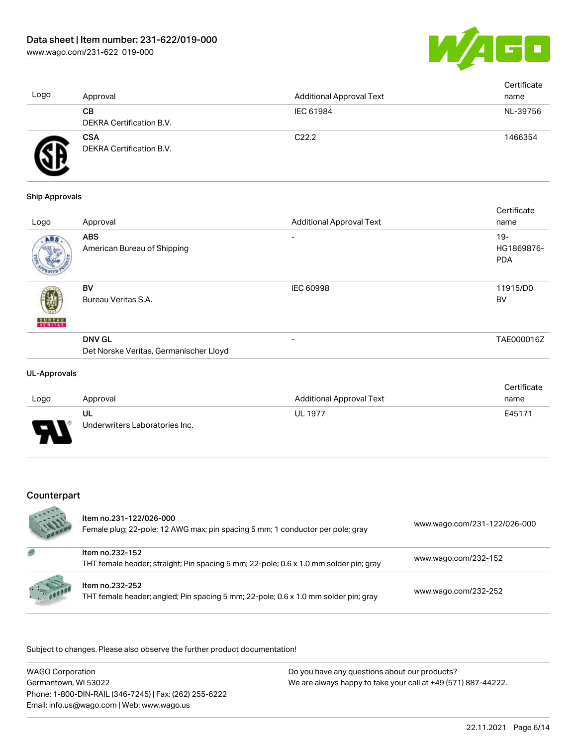| Logo | Approval | Additional Approval Text | Certificate name |
|---|---|---|---|
| | **CB**<br>DEKRA Certification B.V. | IEC 61984 | NL-39756 |
| | **CSA**<br>DEKRA Certification B.V. | C22.2 | 1466354 |

### Ship Approvals

| Logo | Approval | Additional Approval Text | Certificate name |
|---|---|---|---|
| | **ABS**<br>American Bureau of Shipping | - | 19-HG1869876-PDA |
| | **BV**<br>Bureau Veritas S.A. | IEC 60998 | 11915/D0 BV |
| | **DNV GL**<br>Det Norske Veritas, Germanischer Lloyd | - | TAE000016Z |

### UL-Approvals

| Logo | Approval | Additional Approval Text | Certificate name |
|---|---|---|---|
| | **UL**<br>Underwriters Laboratories Inc. | UL 1977 | E45171 |

## Counterpart

| | | |
|---|---|---|
| | **Item no.231-122/026-000**<br>Female plug; 22-pole; 12 AWG max; pin spacing 5 mm; 1 conductor per pole; gray | www.wago.com/231-122/026-000 |
| | **Item no.232-152**<br>THT female header; straight; Pin spacing 5 mm; 22-pole; 0.6 x 1.0 mm solder pin; gray | www.wago.com/232-152 |
| | **Item no.232-252**<br>THT female header; angled; Pin spacing 5 mm; 22-pole; 0.6 x 1.0 mm solder pin; gray | www.wago.com/232-252 |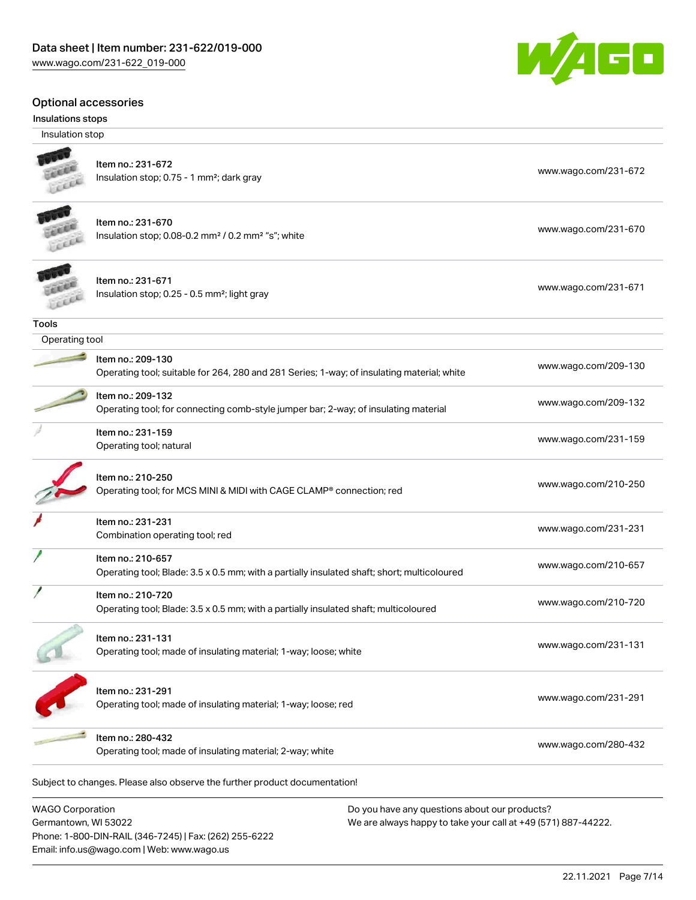## Optional accessories

### Insulations stops

| Insulation stop | |
|---|---|
| Item no.: 231-672<br>Insulation stop; 0.75 - 1 mm²; dark gray | www.wago.com/231-672 |
| Item no.: 231-670<br>Insulation stop; 0.08-0.2 mm² / 0.2 mm² "s"; white | www.wago.com/231-670 |
| Item no.: 231-671<br>Insulation stop; 0.25 - 0.5 mm²; light gray | www.wago.com/231-671 |

### Tools

| Operating tool | |
|---|---|
| Item no.: 209-130<br>Operating tool; suitable for 264, 280 and 281 Series; 1-way; of insulating material; white | www.wago.com/209-130 |
| Item no.: 209-132<br>Operating tool; for connecting comb-style jumper bar; 2-way; of insulating material | www.wago.com/209-132 |
| Item no.: 231-159<br>Operating tool; natural | www.wago.com/231-159 |
| Item no.: 210-250<br>Operating tool; for MCS MINI & MIDI with CAGE CLAMP® connection; red | www.wago.com/210-250 |
| Item no.: 231-231<br>Combination operating tool; red | www.wago.com/231-231 |
| Item no.: 210-657<br>Operating tool; Blade: 3.5 x 0.5 mm; with a partially insulated shaft; short; multicoloured | www.wago.com/210-657 |
| Item no.: 210-720<br>Operating tool; Blade: 3.5 x 0.5 mm; with a partially insulated shaft; multicoloured | www.wago.com/210-720 |
| Item no.: 231-131<br>Operating tool; made of insulating material; 1-way; loose; white | www.wago.com/231-131 |
| Item no.: 231-291<br>Operating tool; made of insulating material; 1-way; loose; red | www.wago.com/231-291 |
| Item no.: 280-432<br>Operating tool; made of insulating material; 2-way; white | www.wago.com/280-432 |

Subject to changes. Please also observe the further product documentation!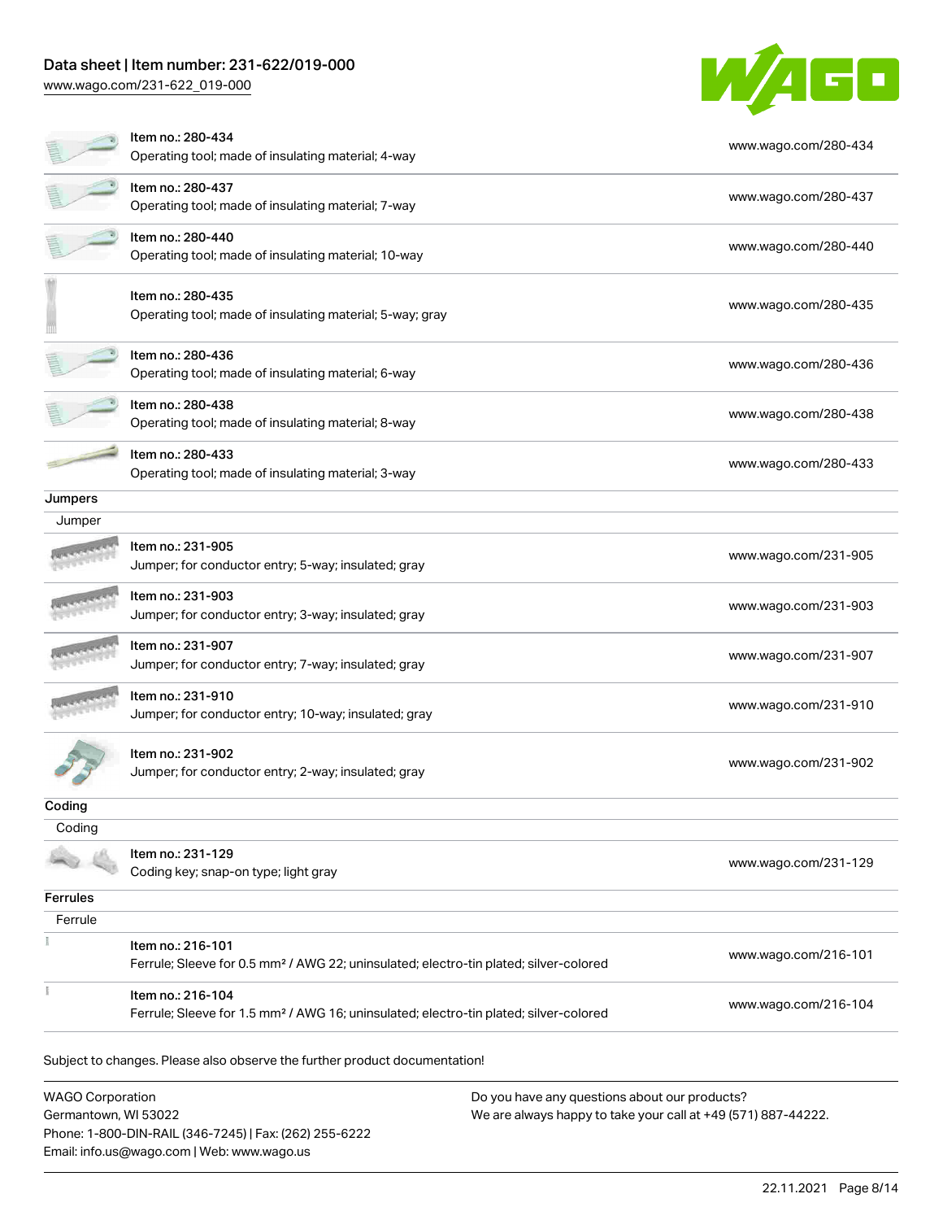| | | |
|---|---|---|
| | Item no.: 280-434<br>Operating tool; made of insulating material; 4-way | www.wago.com/280-434 |
| | Item no.: 280-437<br>Operating tool; made of insulating material; 7-way | www.wago.com/280-437 |
| | Item no.: 280-440<br>Operating tool; made of insulating material; 10-way | www.wago.com/280-440 |
| | Item no.: 280-435<br>Operating tool; made of insulating material; 5-way; gray | www.wago.com/280-435 |
| | Item no.: 280-436<br>Operating tool; made of insulating material; 6-way | www.wago.com/280-436 |
| | Item no.: 280-438<br>Operating tool; made of insulating material; 8-way | www.wago.com/280-438 |
| | Item no.: 280-433<br>Operating tool; made of insulating material; 3-way | www.wago.com/280-433 |

**Jumpers**

Jumper

| | | |
|---|---|---|
| | Item no.: 231-905<br>Jumper; for conductor entry; 5-way; insulated; gray | www.wago.com/231-905 |
| | Item no.: 231-903<br>Jumper; for conductor entry; 3-way; insulated; gray | www.wago.com/231-903 |
| | Item no.: 231-907<br>Jumper; for conductor entry; 7-way; insulated; gray | www.wago.com/231-907 |
| | Item no.: 231-910<br>Jumper; for conductor entry; 10-way; insulated; gray | www.wago.com/231-910 |
| | Item no.: 231-902<br>Jumper; for conductor entry; 2-way; insulated; gray | www.wago.com/231-902 |

**Coding**

Coding

| | | |
|---|---|---|
| | Item no.: 231-129<br>Coding key; snap-on type; light gray | www.wago.com/231-129 |

**Ferrules**

Ferrule

| | | |
|---|---|---|
| | Item no.: 216-101<br>Ferrule; Sleeve for 0.5 mm² / AWG 22; uninsulated; electro-tin plated; silver-colored | www.wago.com/216-101 |
| | Item no.: 216-104<br>Ferrule; Sleeve for 1.5 mm² / AWG 16; uninsulated; electro-tin plated; silver-colored | www.wago.com/216-104 |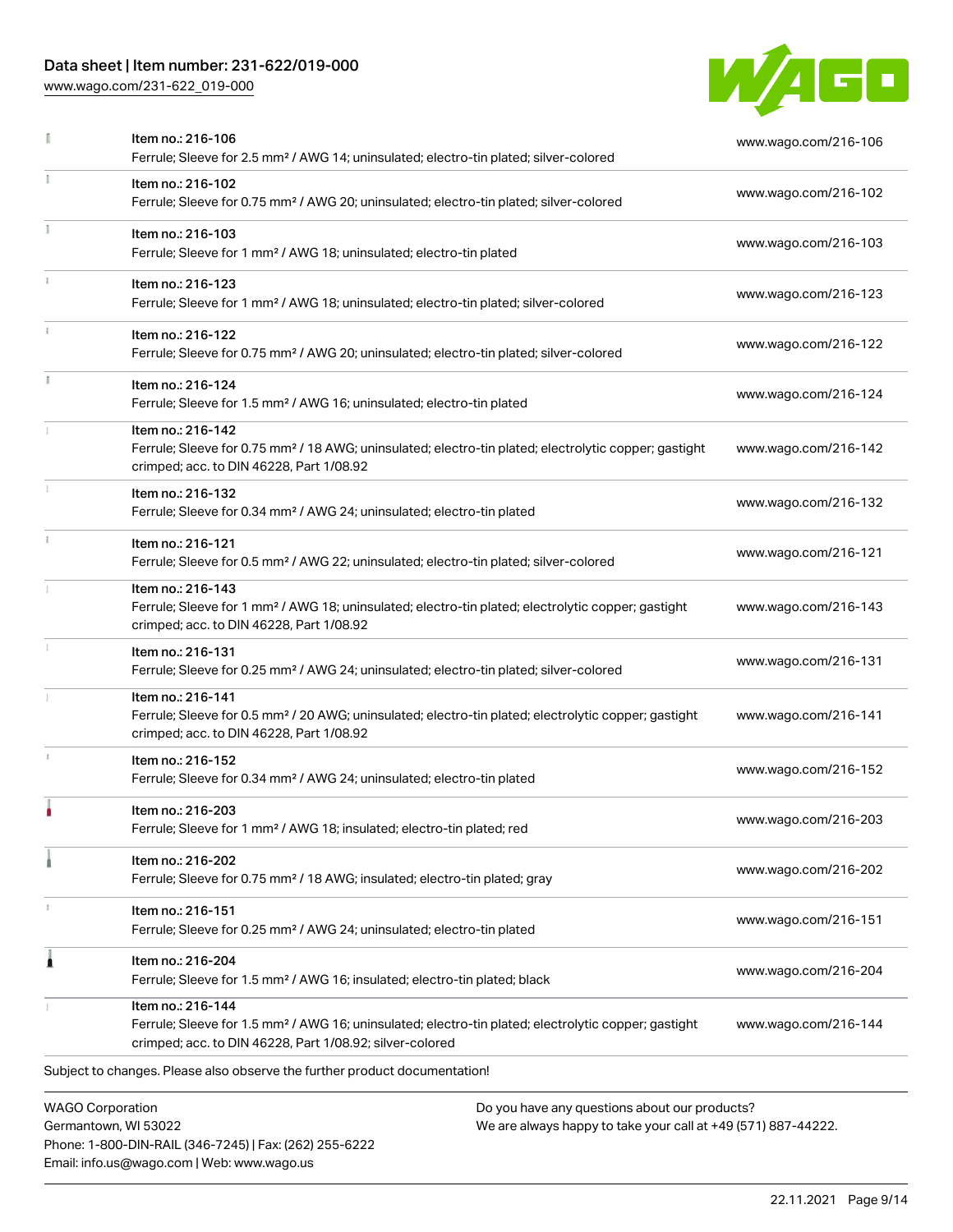| Item | Description | Link |
|---|---|---|
| Item no.: 216-106 | Ferrule; Sleeve for 2.5 mm² / AWG 14; uninsulated; electro-tin plated; silver-colored | www.wago.com/216-106 |
| Item no.: 216-102 | Ferrule; Sleeve for 0.75 mm² / AWG 20; uninsulated; electro-tin plated; silver-colored | www.wago.com/216-102 |
| Item no.: 216-103 | Ferrule; Sleeve for 1 mm² / AWG 18; uninsulated; electro-tin plated | www.wago.com/216-103 |
| Item no.: 216-123 | Ferrule; Sleeve for 1 mm² / AWG 18; uninsulated; electro-tin plated; silver-colored | www.wago.com/216-123 |
| Item no.: 216-122 | Ferrule; Sleeve for 0.75 mm² / AWG 20; uninsulated; electro-tin plated; silver-colored | www.wago.com/216-122 |
| Item no.: 216-124 | Ferrule; Sleeve for 1.5 mm² / AWG 16; uninsulated; electro-tin plated | www.wago.com/216-124 |
| Item no.: 216-142 | Ferrule; Sleeve for 0.75 mm² / 18 AWG; uninsulated; electro-tin plated; electrolytic copper; gastight crimped; acc. to DIN 46228, Part 1/08.92 | www.wago.com/216-142 |
| Item no.: 216-132 | Ferrule; Sleeve for 0.34 mm² / AWG 24; uninsulated; electro-tin plated | www.wago.com/216-132 |
| Item no.: 216-121 | Ferrule; Sleeve for 0.5 mm² / AWG 22; uninsulated; electro-tin plated; silver-colored | www.wago.com/216-121 |
| Item no.: 216-143 | Ferrule; Sleeve for 1 mm² / AWG 18; uninsulated; electro-tin plated; electrolytic copper; gastight crimped; acc. to DIN 46228, Part 1/08.92 | www.wago.com/216-143 |
| Item no.: 216-131 | Ferrule; Sleeve for 0.25 mm² / AWG 24; uninsulated; electro-tin plated; silver-colored | www.wago.com/216-131 |
| Item no.: 216-141 | Ferrule; Sleeve for 0.5 mm² / 20 AWG; uninsulated; electro-tin plated; electrolytic copper; gastight crimped; acc. to DIN 46228, Part 1/08.92 | www.wago.com/216-141 |
| Item no.: 216-152 | Ferrule; Sleeve for 0.34 mm² / AWG 24; uninsulated; electro-tin plated | www.wago.com/216-152 |
| Item no.: 216-203 | Ferrule; Sleeve for 1 mm² / AWG 18; insulated; electro-tin plated; red | www.wago.com/216-203 |
| Item no.: 216-202 | Ferrule; Sleeve for 0.75 mm² / 18 AWG; insulated; electro-tin plated; gray | www.wago.com/216-202 |
| Item no.: 216-151 | Ferrule; Sleeve for 0.25 mm² / AWG 24; uninsulated; electro-tin plated | www.wago.com/216-151 |
| Item no.: 216-204 | Ferrule; Sleeve for 1.5 mm² / AWG 16; insulated; electro-tin plated; black | www.wago.com/216-204 |
| Item no.: 216-144 | Ferrule; Sleeve for 1.5 mm² / AWG 16; uninsulated; electro-tin plated; electrolytic copper; gastight crimped; acc. to DIN 46228, Part 1/08.92; silver-colored | www.wago.com/216-144 |

Subject to changes. Please also observe the further product documentation!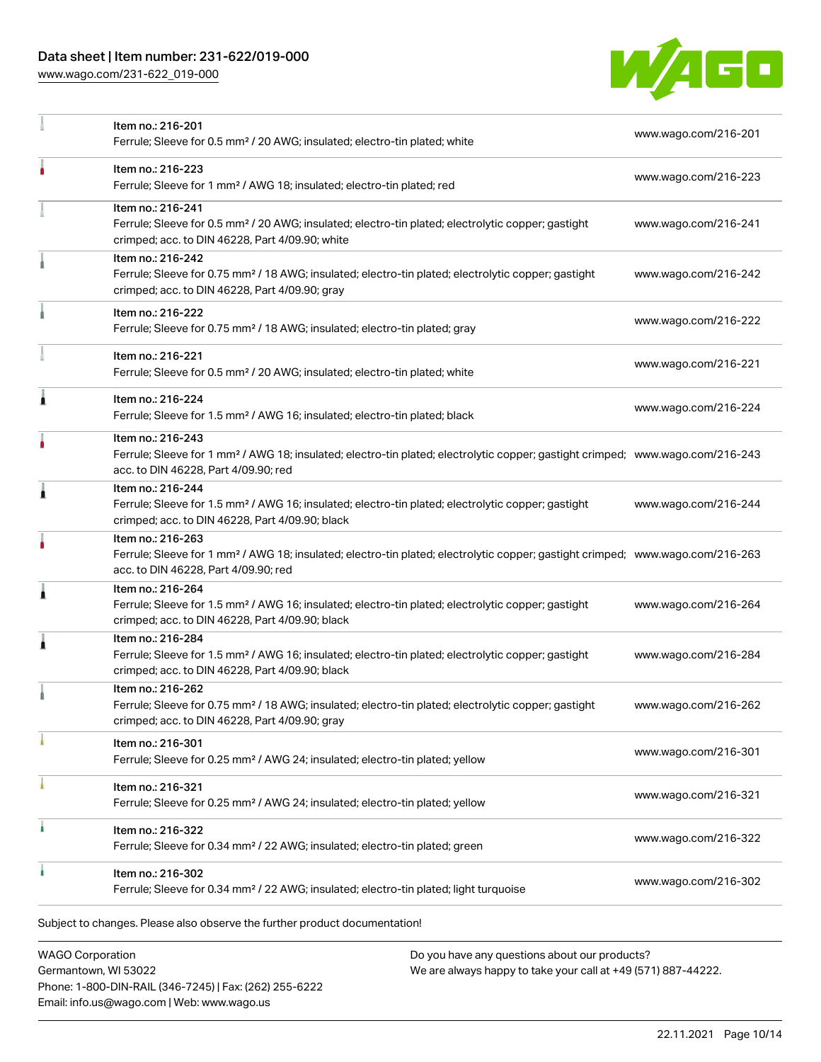| Item | Description | Link |
| --- | --- | --- |
| Item no.: 216-201 | Ferrule; Sleeve for 0.5 mm² / 20 AWG; insulated; electro-tin plated; white | www.wago.com/216-201 |
| Item no.: 216-223 | Ferrule; Sleeve for 1 mm² / AWG 18; insulated; electro-tin plated; red | www.wago.com/216-223 |
| Item no.: 216-241 | Ferrule; Sleeve for 0.5 mm² / 20 AWG; insulated; electro-tin plated; electrolytic copper; gastight crimped; acc. to DIN 46228, Part 4/09.90; white | www.wago.com/216-241 |
| Item no.: 216-242 | Ferrule; Sleeve for 0.75 mm² / 18 AWG; insulated; electro-tin plated; electrolytic copper; gastight crimped; acc. to DIN 46228, Part 4/09.90; gray | www.wago.com/216-242 |
| Item no.: 216-222 | Ferrule; Sleeve for 0.75 mm² / 18 AWG; insulated; electro-tin plated; gray | www.wago.com/216-222 |
| Item no.: 216-221 | Ferrule; Sleeve for 0.5 mm² / 20 AWG; insulated; electro-tin plated; white | www.wago.com/216-221 |
| Item no.: 216-224 | Ferrule; Sleeve for 1.5 mm² / AWG 16; insulated; electro-tin plated; black | www.wago.com/216-224 |
| Item no.: 216-243 | Ferrule; Sleeve for 1 mm² / AWG 18; insulated; electro-tin plated; electrolytic copper; gastight crimped; acc. to DIN 46228, Part 4/09.90; red | www.wago.com/216-243 |
| Item no.: 216-244 | Ferrule; Sleeve for 1.5 mm² / AWG 16; insulated; electro-tin plated; electrolytic copper; gastight crimped; acc. to DIN 46228, Part 4/09.90; black | www.wago.com/216-244 |
| Item no.: 216-263 | Ferrule; Sleeve for 1 mm² / AWG 18; insulated; electro-tin plated; electrolytic copper; gastight crimped; acc. to DIN 46228, Part 4/09.90; red | www.wago.com/216-263 |
| Item no.: 216-264 | Ferrule; Sleeve for 1.5 mm² / AWG 16; insulated; electro-tin plated; electrolytic copper; gastight crimped; acc. to DIN 46228, Part 4/09.90; black | www.wago.com/216-264 |
| Item no.: 216-284 | Ferrule; Sleeve for 1.5 mm² / AWG 16; insulated; electro-tin plated; electrolytic copper; gastight crimped; acc. to DIN 46228, Part 4/09.90; black | www.wago.com/216-284 |
| Item no.: 216-262 | Ferrule; Sleeve for 0.75 mm² / 18 AWG; insulated; electro-tin plated; electrolytic copper; gastight crimped; acc. to DIN 46228, Part 4/09.90; gray | www.wago.com/216-262 |
| Item no.: 216-301 | Ferrule; Sleeve for 0.25 mm² / AWG 24; insulated; electro-tin plated; yellow | www.wago.com/216-301 |
| Item no.: 216-321 | Ferrule; Sleeve for 0.25 mm² / AWG 24; insulated; electro-tin plated; yellow | www.wago.com/216-321 |
| Item no.: 216-322 | Ferrule; Sleeve for 0.34 mm² / 22 AWG; insulated; electro-tin plated; green | www.wago.com/216-322 |
| Item no.: 216-302 | Ferrule; Sleeve for 0.34 mm² / 22 AWG; insulated; electro-tin plated; light turquoise | www.wago.com/216-302 |

Subject to changes. Please also observe the further product documentation!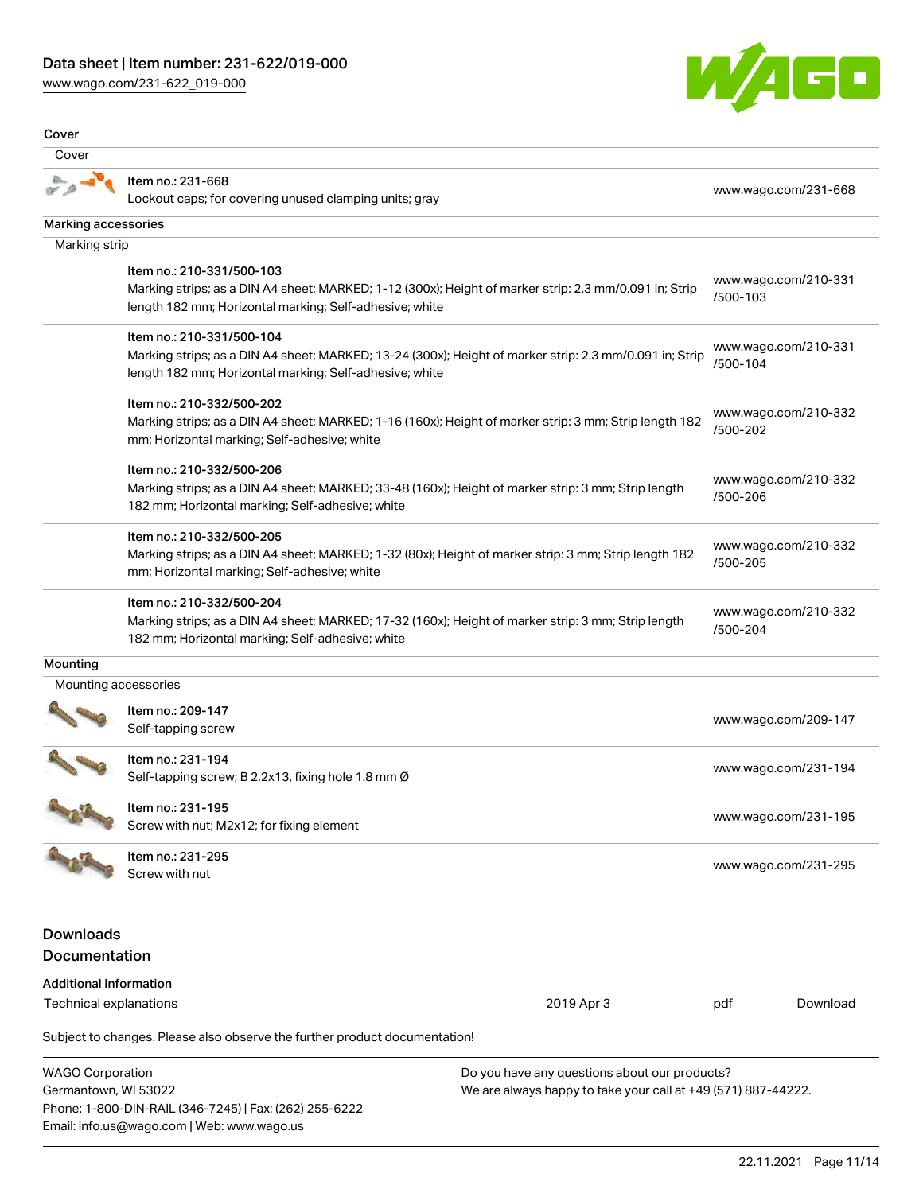### Cover

#### Cover

| | | |
|---|---|---|
| Item no.: 231-668<br>Lockout caps; for covering unused clamping units; gray | www.wago.com/231-668 |

### Marking accessories

#### Marking strip

| | |
|---|---|
| Item no.: 210-331/500-103<br>Marking strips; as a DIN A4 sheet; MARKED; 1-12 (300x); Height of marker strip: 2.3 mm/0.091 in; Strip length 182 mm; Horizontal marking; Self-adhesive; white | www.wago.com/210-331/500-103 |
| Item no.: 210-331/500-104<br>Marking strips; as a DIN A4 sheet; MARKED; 13-24 (300x); Height of marker strip: 2.3 mm/0.091 in; Strip length 182 mm; Horizontal marking; Self-adhesive; white | www.wago.com/210-331/500-104 |
| Item no.: 210-332/500-202<br>Marking strips; as a DIN A4 sheet; MARKED; 1-16 (160x); Height of marker strip: 3 mm; Strip length 182 mm; Horizontal marking; Self-adhesive; white | www.wago.com/210-332/500-202 |
| Item no.: 210-332/500-206<br>Marking strips; as a DIN A4 sheet; MARKED; 33-48 (160x); Height of marker strip: 3 mm; Strip length 182 mm; Horizontal marking; Self-adhesive; white | www.wago.com/210-332/500-206 |
| Item no.: 210-332/500-205<br>Marking strips; as a DIN A4 sheet; MARKED; 1-32 (80x); Height of marker strip: 3 mm; Strip length 182 mm; Horizontal marking; Self-adhesive; white | www.wago.com/210-332/500-205 |
| Item no.: 210-332/500-204<br>Marking strips; as a DIN A4 sheet; MARKED; 17-32 (160x); Height of marker strip: 3 mm; Strip length 182 mm; Horizontal marking; Self-adhesive; white | www.wago.com/210-332/500-204 |

### Mounting

#### Mounting accessories

| | |
|---|---|
| Item no.: 209-147<br>Self-tapping screw | www.wago.com/209-147 |
| Item no.: 231-194<br>Self-tapping screw; B 2.2x13, fixing hole 1.8 mm Ø | www.wago.com/231-194 |
| Item no.: 231-195<br>Screw with nut; M2x12; for fixing element | www.wago.com/231-195 |
| Item no.: 231-295<br>Screw with nut | www.wago.com/231-295 |

## Downloads

## Documentation

### Additional Information

| | | | |
|---|---|---|---|
| Technical explanations | 2019 Apr 3 | pdf | Download |

Subject to changes. Please also observe the further product documentation!

WAGO Corporation
Germantown, WI 53022
Phone: 1-800-DIN-RAIL (346-7245) | Fax: (262) 255-6222
Email: info.us@wago.com | Web: www.wago.us

Do you have any questions about our products?
We are always happy to take your call at +49 (571) 887-44222.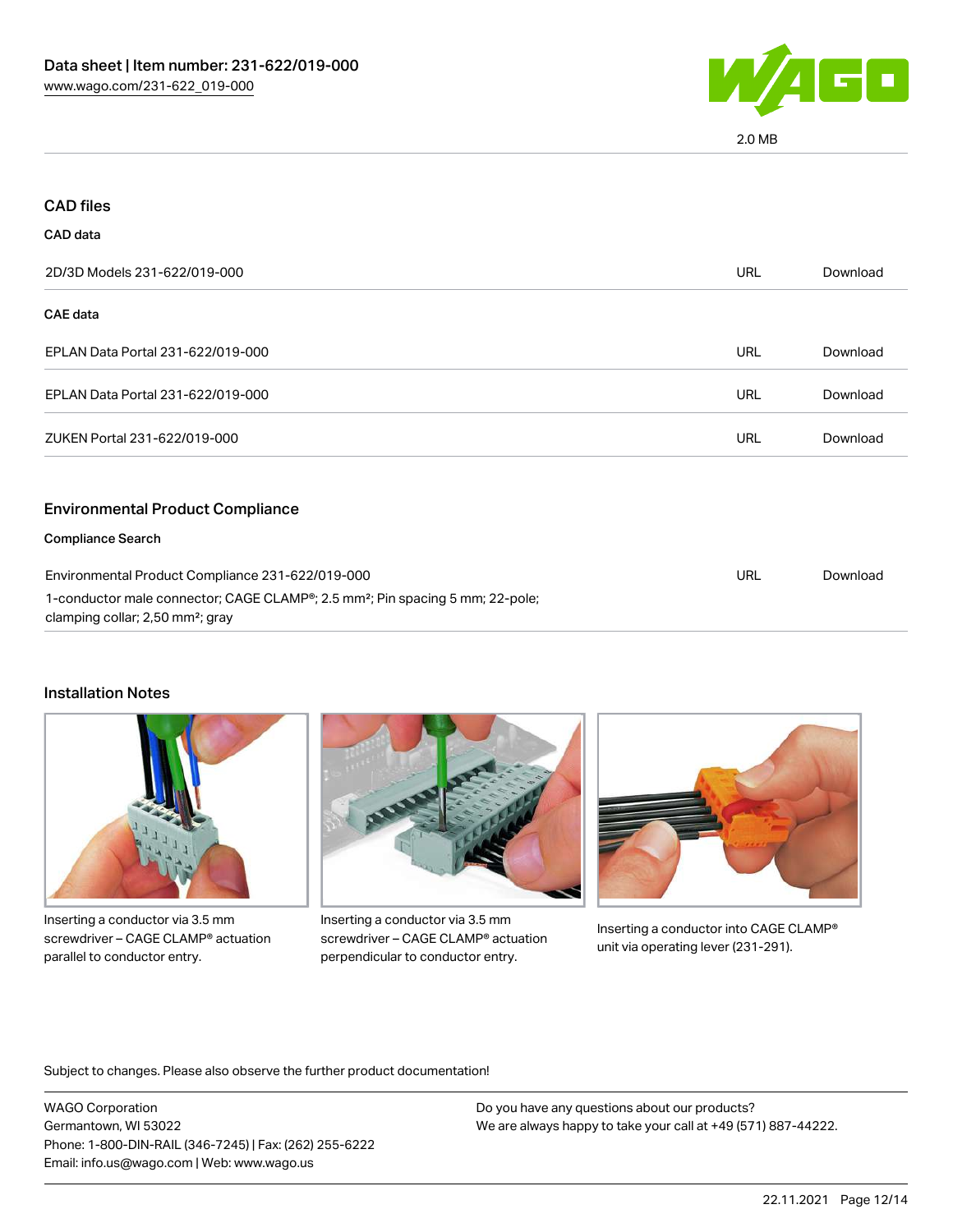## CAD files

### CAD data

| | | |
|---|---|---|
| 2D/3D Models 231-622/019-000 | URL | Download |

### CAE data

| | | |
|---|---|---|
| EPLAN Data Portal 231-622/019-000 | URL | Download |
| EPLAN Data Portal 231-622/019-000 | URL | Download |
| ZUKEN Portal 231-622/019-000 | URL | Download |

## Environmental Product Compliance

### Compliance Search

| | | |
|---|---|---|
| Environmental Product Compliance 231-622/019-000<br>1-conductor male connector; CAGE CLAMP®; 2.5 mm²; Pin spacing 5 mm; 22-pole; clamping collar; 2,50 mm²; gray | URL | Download |

## Installation Notes

Inserting a conductor via 3.5 mm screwdriver – CAGE CLAMP® actuation parallel to conductor entry.

Inserting a conductor via 3.5 mm screwdriver – CAGE CLAMP® actuation perpendicular to conductor entry.

Inserting a conductor into CAGE CLAMP® unit via operating lever (231-291).

Subject to changes. Please also observe the further product documentation!

WAGO Corporation
Germantown, WI 53022
Phone: 1-800-DIN-RAIL (346-7245) | Fax: (262) 255-6222
Email: info.us@wago.com | Web: www.wago.us

Do you have any questions about our products?
We are always happy to take your call at +49 (571) 887-44222.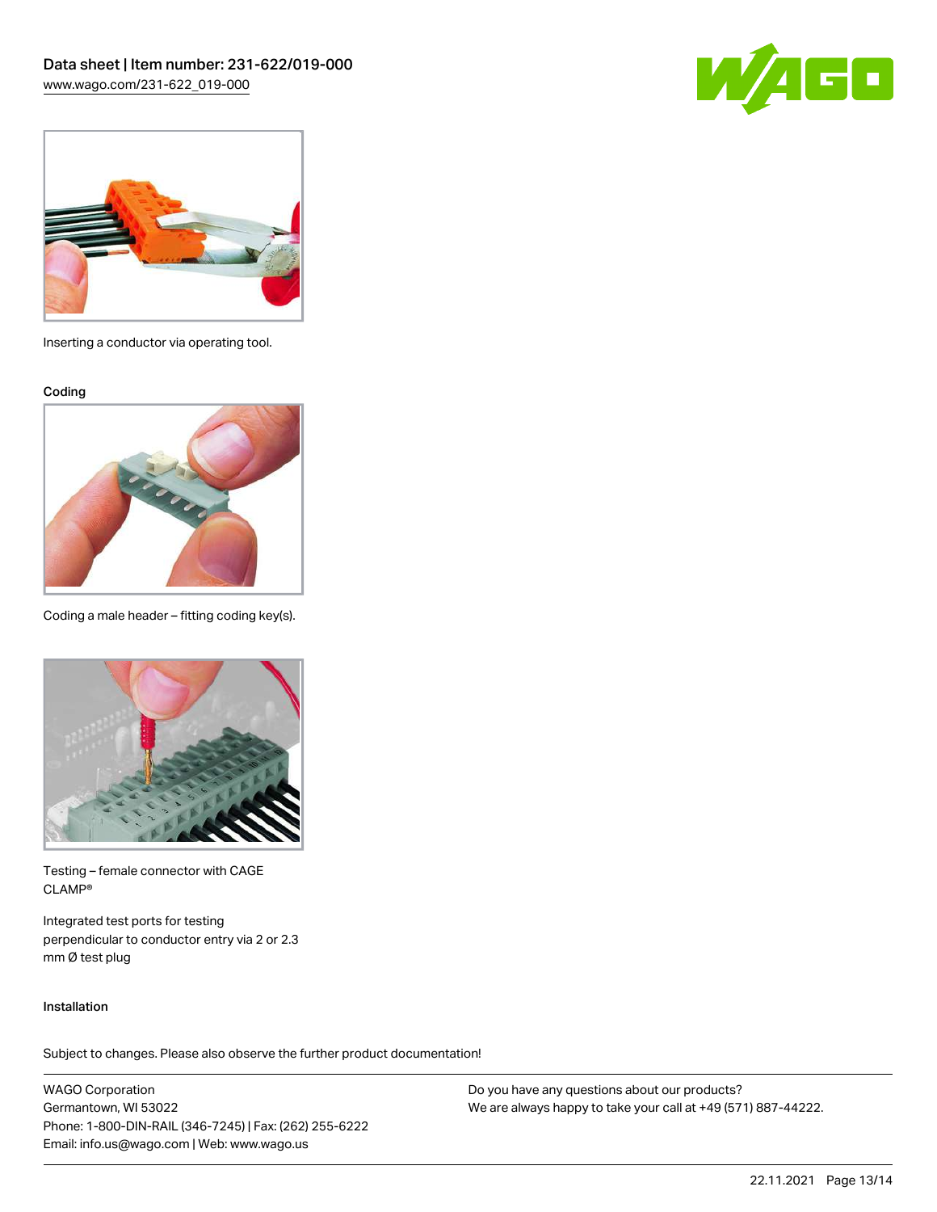Inserting a conductor via operating tool.

### Coding

Coding a male header – fitting coding key(s).

Testing – female connector with CAGE CLAMP®

Integrated test ports for testing perpendicular to conductor entry via 2 or 2.3 mm Ø test plug

### Installation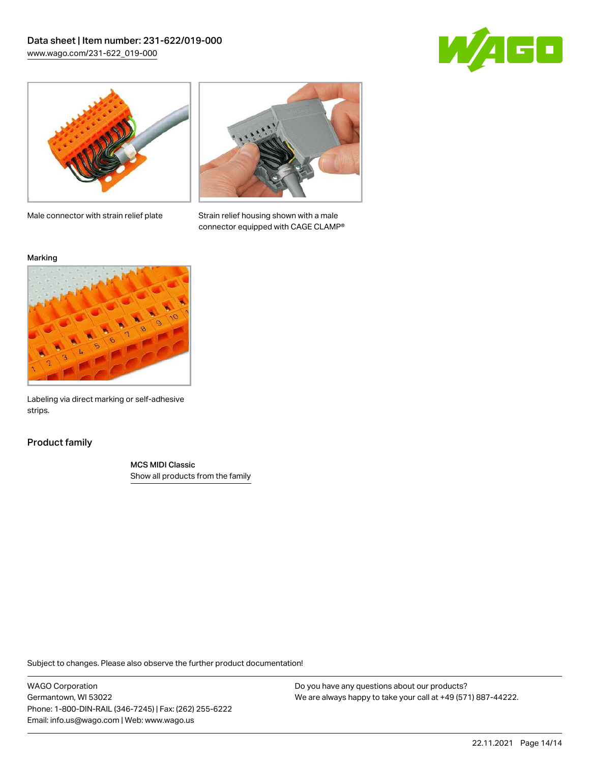Male connector with strain relief plate

Strain relief housing shown with a male connector equipped with CAGE CLAMP®

Marking

Labeling via direct marking or self-adhesive strips.

## Product family

MCS MIDI Classic
Show all products from the family

Subject to changes. Please also observe the further product documentation!

WAGO Corporation
Germantown, WI 53022
Phone: 1-800-DIN-RAIL (346-7245) | Fax: (262) 255-6222
Email: info.us@wago.com | Web: www.wago.us

Do you have any questions about our products?
We are always happy to take your call at +49 (571) 887-44222.